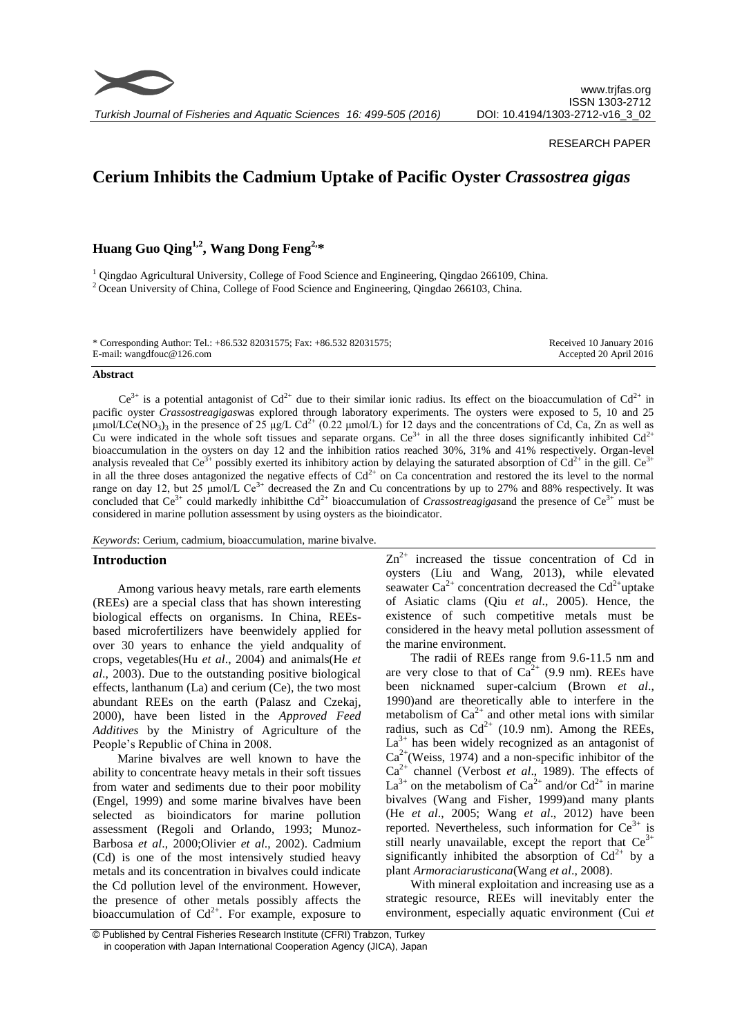RESEARCH PAPER

# Cerium Inhibits the Cadmium Uptake of Pacific Oyster *Crassostrea gigas*

## Huang Guo Qing[1,2], Wang Dong Feng[2,*]

[1] Qingdao Agricultural University, College of Food Science and Engineering, Qingdao 266109, China.
[2] Ocean University of China, College of Food Science and Engineering, Qingdao 266103, China.

\* Corresponding Author: Tel.: +86.532 82031575; Fax: +86.532 82031575; E-mail: wangdfouc@126.com

Received 10 January 2016
Accepted 20 April 2016

### Abstract

$Ce^{3+}$ is a potential antagonist of $Cd^{2+}$ due to their similar ionic radius. Its effect on the bioaccumulation of $Cd^{2+}$ in pacific oyster *Crassostreagigas*was explored through laboratory experiments. The oysters were exposed to 5, 10 and 25 μmol/L$Ce(NO_3)_3$ in the presence of 25 μg/L $Cd^{2+}$ (0.22 μmol/L) for 12 days and the concentrations of Cd, Ca, Zn as well as Cu were indicated in the whole soft tissues and separate organs. $Ce^{3+}$ in all the three doses significantly inhibited $Cd^{2+}$ bioaccumulation in the oysters on day 12 and the inhibition ratios reached 30%, 31% and 41% respectively. Organ-level analysis revealed that $Ce^{3+}$ possibly exerted its inhibitory action by delaying the saturated absorption of $Cd^{2+}$ in the gill. $Ce^{3+}$ in all the three doses antagonized the negative effects of $Cd^{2+}$ on Ca concentration and restored the its level to the normal range on day 12, but 25 μmol/L $Ce^{3+}$ decreased the Zn and Cu concentrations by up to 27% and 88% respectively. It was concluded that $Ce^{3+}$ could markedly inhibitthe $Cd^{2+}$ bioaccumulation of *Crassostreagigas*and the presence of $Ce^{3+}$ must be considered in marine pollution assessment by using oysters as the bioindicator.

*Keywords*: Cerium, cadmium, bioaccumulation, marine bivalve.

## Introduction

Among various heavy metals, rare earth elements (REEs) are a special class that has shown interesting biological effects on organisms. In China, REEs-based microfertilizers have beenwidely applied for over 30 years to enhance the yield andquality of crops, vegetables(Hu *et al*., 2004) and animals(He *et al*., 2003). Due to the outstanding positive biological effects, lanthanum (La) and cerium (Ce), the two most abundant REEs on the earth (Palasz and Czekaj, 2000), have been listed in the *Approved Feed Additives* by the Ministry of Agriculture of the People's Republic of China in 2008.

Marine bivalves are well known to have the ability to concentrate heavy metals in their soft tissues from water and sediments due to their poor mobility (Engel, 1999) and some marine bivalves have been selected as bioindicators for marine pollution assessment (Regoli and Orlando, 1993; Munoz-Barbosa *et al*., 2000;Olivier *et al*., 2002). Cadmium (Cd) is one of the most intensively studied heavy metals and its concentration in bivalves could indicate the Cd pollution level of the environment. However, the presence of other metals possibly affects the bioaccumulation of $Cd^{2+}$. For example, exposure to $Zn^{2+}$ increased the tissue concentration of Cd in oysters (Liu and Wang, 2013), while elevated seawater $Ca^{2+}$ concentration decreased the $Cd^{2+}$uptake of Asiatic clams (Qiu *et al*., 2005). Hence, the existence of such competitive metals must be considered in the heavy metal pollution assessment of the marine environment.

The radii of REEs range from 9.6-11.5 nm and are very close to that of $Ca^{2+}$ (9.9 nm). REEs have been nicknamed super-calcium (Brown *et al*., 1990)and are theoretically able to interfere in the metabolism of $Ca^{2+}$ and other metal ions with similar radius, such as $Cd^{2+}$ (10.9 nm). Among the REEs, $La^{3+}$ has been widely recognized as an antagonist of $Ca^{2+}$(Weiss, 1974) and a non-specific inhibitor of the $Ca^{2+}$ channel (Verbost *et al*., 1989). The effects of $La^{3+}$ on the metabolism of $Ca^{2+}$ and/or $Cd^{2+}$ in marine bivalves (Wang and Fisher, 1999)and many plants (He *et al*., 2005; Wang *et al*., 2012) have been reported. Nevertheless, such information for $Ce^{3+}$ is still nearly unavailable, except the report that $Ce^{3+}$ significantly inhibited the absorption of $Cd^{2+}$ by a plant *Armoraciarusticana*(Wang *et al*., 2008).

With mineral exploitation and increasing use as a strategic resource, REEs will inevitably enter the environment, especially aquatic environment (Cui *et*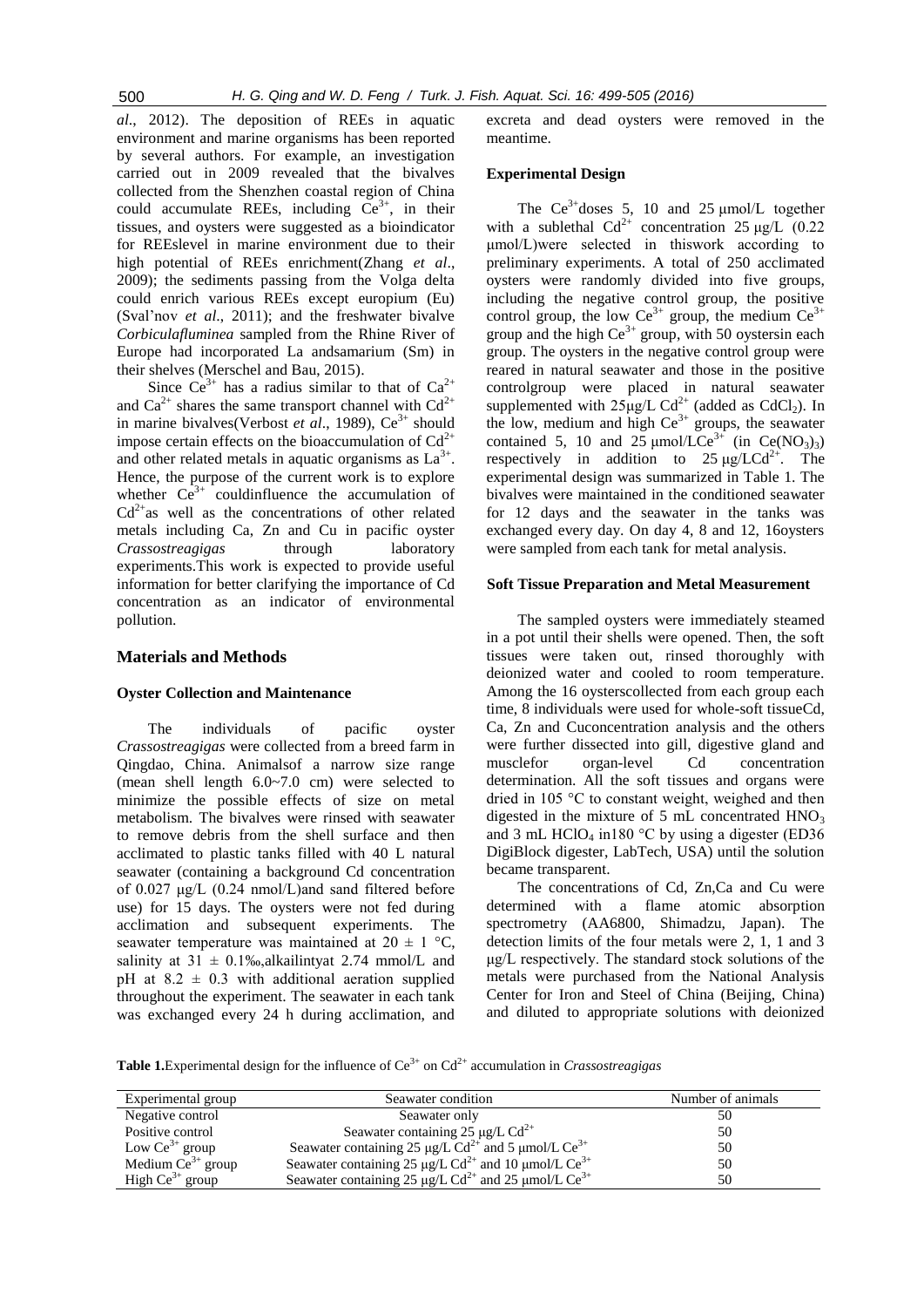*al*., 2012). The deposition of REEs in aquatic environment and marine organisms has been reported by several authors. For example, an investigation carried out in 2009 revealed that the bivalves collected from the Shenzhen coastal region of China could accumulate REEs, including $Ce^{3+}$, in their tissues, and oysters were suggested as a bioindicator for REEslevel in marine environment due to their high potential of REEs enrichment(Zhang *et al*., 2009); the sediments passing from the Volga delta could enrich various REEs except europium (Eu) (Sval'nov *et al*., 2011); and the freshwater bivalve *Corbiculafluminea* sampled from the Rhine River of Europe had incorporated La andsamarium (Sm) in their shelves (Merschel and Bau, 2015).

Since $Ce^{3+}$ has a radius similar to that of $Ca^{2+}$ and $Ca^{2+}$ shares the same transport channel with $Cd^{2+}$ in marine bivalves(Verbost *et al*., 1989), $Ce^{3+}$ should impose certain effects on the bioaccumulation of $Cd^{2+}$ and other related metals in aquatic organisms as $La^{3+}$. Hence, the purpose of the current work is to explore whether $Ce^{3+}$ couldinfluence the accumulation of $Cd^{2+}$as well as the concentrations of other related metals including Ca, Zn and Cu in pacific oyster *Crassostreagigas* through laboratory experiments.This work is expected to provide useful information for better clarifying the importance of Cd concentration as an indicator of environmental pollution.

## Materials and Methods

### Oyster Collection and Maintenance

The individuals of pacific oyster *Crassostreagigas* were collected from a breed farm in Qingdao, China. Animalsof a narrow size range (mean shell length 6.0~7.0 cm) were selected to minimize the possible effects of size on metal metabolism. The bivalves were rinsed with seawater to remove debris from the shell surface and then acclimated to plastic tanks filled with 40 L natural seawater (containing a background Cd concentration of 0.027 μg/L (0.24 nmol/L)and sand filtered before use) for 15 days. The oysters were not fed during acclimation and subsequent experiments. The seawater temperature was maintained at 20 ± 1 °C, salinity at 31 ± 0.1‰,alkailintyat 2.74 mmol/L and pH at 8.2 ± 0.3 with additional aeration supplied throughout the experiment. The seawater in each tank was exchanged every 24 h during acclimation, and excreta and dead oysters were removed in the meantime.

### Experimental Design

The $Ce^{3+}$doses 5, 10 and 25 μmol/L together with a sublethal $Cd^{2+}$ concentration 25 μg/L (0.22 μmol/L)were selected in thiswork according to preliminary experiments. A total of 250 acclimated oysters were randomly divided into five groups, including the negative control group, the positive control group, the low $Ce^{3+}$ group, the medium $Ce^{3+}$ group and the high $Ce^{3+}$ group, with 50 oystersin each group. The oysters in the negative control group were reared in natural seawater and those in the positive controlgroup were placed in natural seawater supplemented with 25μg/L $Cd^{2+}$ (added as $CdCl_2$). In the low, medium and high $Ce^{3+}$ groups, the seawater contained 5, 10 and 25 μmol/L$Ce^{3+}$ (in $Ce(NO_3)_3$) respectively in addition to 25 μg/L$Cd^{2+}$. The experimental design was summarized in Table 1. The bivalves were maintained in the conditioned seawater for 12 days and the seawater in the tanks was exchanged every day. On day 4, 8 and 12, 16oysters were sampled from each tank for metal analysis.

### Soft Tissue Preparation and Metal Measurement

The sampled oysters were immediately steamed in a pot until their shells were opened. Then, the soft tissues were taken out, rinsed thoroughly with deionized water and cooled to room temperature. Among the 16 oysterscollected from each group each time, 8 individuals were used for whole-soft tissueCd, Ca, Zn and Cuconcentration analysis and the others were further dissected into gill, digestive gland and musclefor organ-level Cd concentration determination. All the soft tissues and organs were dried in 105 °C to constant weight, weighed and then digested in the mixture of 5 mL concentrated $HNO_3$ and 3 mL $HClO_4$ in180 °C by using a digester (ED36 DigiBlock digester, LabTech, USA) until the solution became transparent.

The concentrations of Cd, Zn,Ca and Cu were determined with a flame atomic absorption spectrometry (AA6800, Shimadzu, Japan). The detection limits of the four metals were 2, 1, 1 and 3 μg/L respectively. The standard stock solutions of the metals were purchased from the National Analysis Center for Iron and Steel of China (Beijing, China) and diluted to appropriate solutions with deionized

**Table 1.**Experimental design for the influence of $Ce^{3+}$ on $Cd^{2+}$ accumulation in *Crassostreagigas*

| Experimental group | Seawater condition | Number of animals |
|---|---|---|
| Negative control | Seawater only | 50 |
| Positive control | Seawater containing 25 μg/L $Cd^{2+}$ | 50 |
| Low $Ce^{3+}$ group | Seawater containing 25 μg/L $Cd^{2+}$ and 5 μmol/L $Ce^{3+}$ | 50 |
| Medium $Ce^{3+}$ group | Seawater containing 25 μg/L $Cd^{2+}$ and 10 μmol/L $Ce^{3+}$ | 50 |
| High $Ce^{3+}$ group | Seawater containing 25 μg/L $Cd^{2+}$ and 25 μmol/L $Ce^{3+}$ | 50 |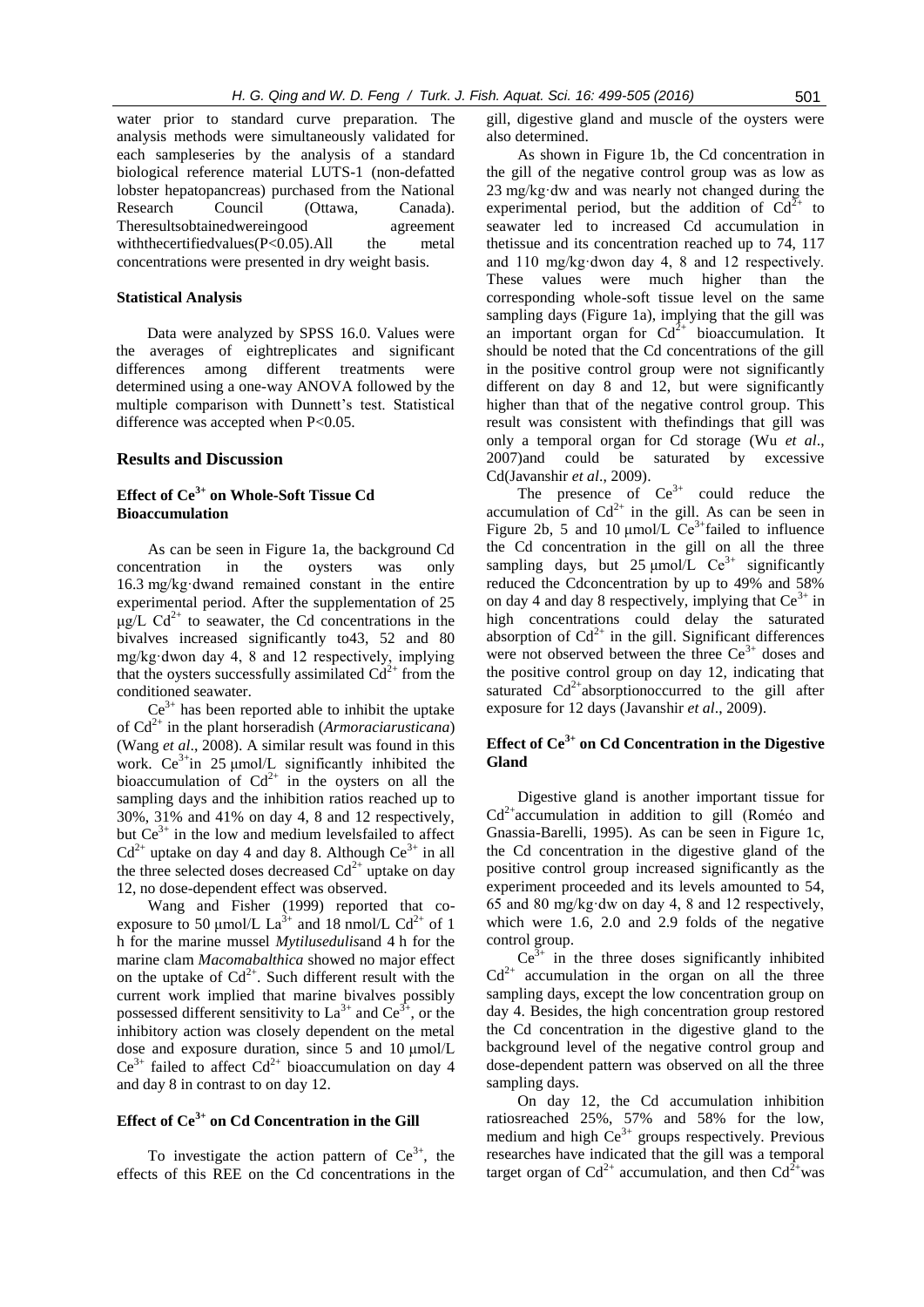water prior to standard curve preparation. The analysis methods were simultaneously validated for each sampleseries by the analysis of a standard biological reference material LUTS-1 (non-defatted lobster hepatopancreas) purchased from the National Research Council (Ottawa, Canada). Theresultsobtainedwereingood agreement withthecertifiedvalues($P<0.05$).All the metal concentrations were presented in dry weight basis.

### Statistical Analysis

Data were analyzed by SPSS 16.0. Values were the averages of eightreplicates and significant differences among different treatments were determined using a one-way ANOVA followed by the multiple comparison with Dunnett's test. Statistical difference was accepted when $P<0.05$.

## Results and Discussion

### Effect of $Ce^{3+}$ on Whole-Soft Tissue Cd Bioaccumulation

As can be seen in Figure 1a, the background Cd concentration in the oysters was only 16.3 mg/kg·dwand remained constant in the entire experimental period. After the supplementation of 25 μg/L $Cd^{2+}$ to seawater, the Cd concentrations in the bivalves increased significantly to43, 52 and 80 mg/kg·dwon day 4, 8 and 12 respectively, implying that the oysters successfully assimilated $Cd^{2+}$ from the conditioned seawater.

$Ce^{3+}$ has been reported able to inhibit the uptake of $Cd^{2+}$ in the plant horseradish (*Armoraciarusticana*) (Wang *et al*., 2008). A similar result was found in this work. $Ce^{3+}$in 25 μmol/L significantly inhibited the bioaccumulation of $Cd^{2+}$ in the oysters on all the sampling days and the inhibition ratios reached up to 30%, 31% and 41% on day 4, 8 and 12 respectively, but $Ce^{3+}$ in the low and medium levelsfailed to affect $Cd^{2+}$ uptake on day 4 and day 8. Although $Ce^{3+}$ in all the three selected doses decreased $Cd^{2+}$ uptake on day 12, no dose-dependent effect was observed.

Wang and Fisher (1999) reported that co-exposure to 50 μmol/L $La^{3+}$ and 18 nmol/L $Cd^{2+}$ of 1 h for the marine mussel *Mytilusedulis*and 4 h for the marine clam *Macomabalthica* showed no major effect on the uptake of $Cd^{2+}$. Such different result with the current work implied that marine bivalves possibly possessed different sensitivity to $La^{3+}$ and $Ce^{3+}$, or the inhibitory action was closely dependent on the metal dose and exposure duration, since 5 and 10 μmol/L $Ce^{3+}$ failed to affect $Cd^{2+}$ bioaccumulation on day 4 and day 8 in contrast to on day 12.

### Effect of $Ce^{3+}$ on Cd Concentration in the Gill

To investigate the action pattern of $Ce^{3+}$, the effects of this REE on the Cd concentrations in the gill, digestive gland and muscle of the oysters were also determined.

As shown in Figure 1b, the Cd concentration in the gill of the negative control group was as low as 23 mg/kg·dw and was nearly not changed during the experimental period, but the addition of $Cd^{2+}$ to seawater led to increased Cd accumulation in thetissue and its concentration reached up to 74, 117 and 110 mg/kg·dwon day 4, 8 and 12 respectively. These values were much higher than the corresponding whole-soft tissue level on the same sampling days (Figure 1a), implying that the gill was an important organ for $Cd^{2+}$ bioaccumulation. It should be noted that the Cd concentrations of the gill in the positive control group were not significantly different on day 8 and 12, but were significantly higher than that of the negative control group. This result was consistent with thefindings that gill was only a temporal organ for Cd storage (Wu *et al*., 2007)and could be saturated by excessive Cd(Javanshir *et al*., 2009).

The presence of $Ce^{3+}$ could reduce the accumulation of $Cd^{2+}$ in the gill. As can be seen in Figure 2b, 5 and 10 μmol/L $Ce^{3+}$failed to influence the Cd concentration in the gill on all the three sampling days, but 25 μmol/L $Ce^{3+}$ significantly reduced the Cdconcentration by up to 49% and 58% on day 4 and day 8 respectively, implying that $Ce^{3+}$ in high concentrations could delay the saturated absorption of $Cd^{2+}$ in the gill. Significant differences were not observed between the three $Ce^{3+}$ doses and the positive control group on day 12, indicating that saturated $Cd^{2+}$absorptionoccurred to the gill after exposure for 12 days (Javanshir *et al*., 2009).

### Effect of $Ce^{3+}$ on Cd Concentration in the Digestive Gland

Digestive gland is another important tissue for $Cd^{2+}$accumulation in addition to gill (Roméo and Gnassia-Barelli, 1995). As can be seen in Figure 1c, the Cd concentration in the digestive gland of the positive control group increased significantly as the experiment proceeded and its levels amounted to 54, 65 and 80 mg/kg·dw on day 4, 8 and 12 respectively, which were 1.6, 2.0 and 2.9 folds of the negative control group.

$Ce^{3+}$ in the three doses significantly inhibited $Cd^{2+}$ accumulation in the organ on all the three sampling days, except the low concentration group on day 4. Besides, the high concentration group restored the Cd concentration in the digestive gland to the background level of the negative control group and dose-dependent pattern was observed on all the three sampling days.

On day 12, the Cd accumulation inhibition ratiosreached 25%, 57% and 58% for the low, medium and high $Ce^{3+}$ groups respectively. Previous researches have indicated that the gill was a temporal target organ of $Cd^{2+}$ accumulation, and then $Cd^{2+}$was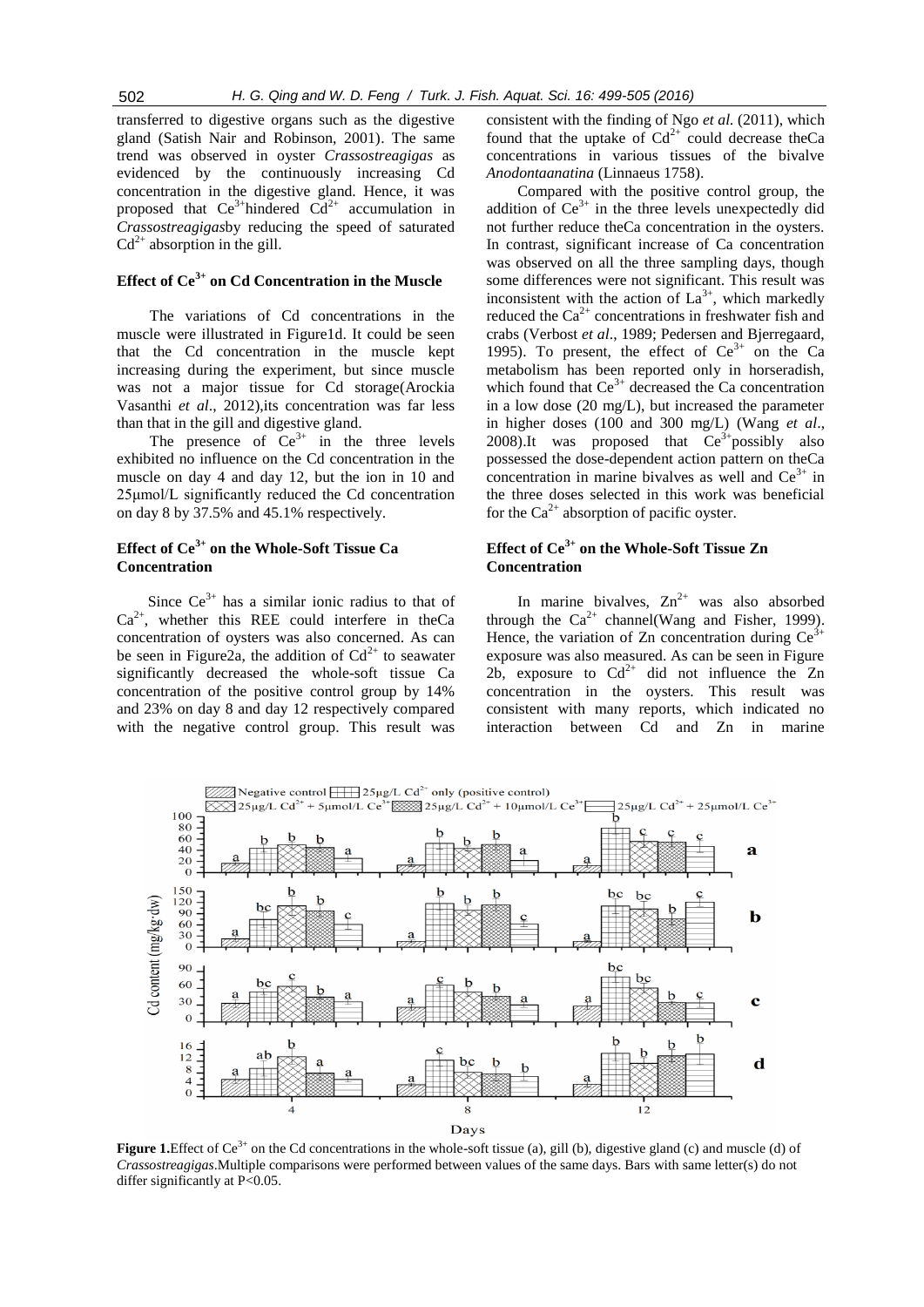transferred to digestive organs such as the digestive gland (Satish Nair and Robinson, 2001). The same trend was observed in oyster *Crassostreagigas* as evidenced by the continuously increasing Cd concentration in the digestive gland. Hence, it was proposed that $Ce^{3+}$hindered $Cd^{2+}$ accumulation in *Crassostreagigas*by reducing the speed of saturated $Cd^{2+}$ absorption in the gill.

## Effect of $Ce^{3+}$ on Cd Concentration in the Muscle

The variations of Cd concentrations in the muscle were illustrated in Figure1d. It could be seen that the Cd concentration in the muscle kept increasing during the experiment, but since muscle was not a major tissue for Cd storage(Arockia Vasanthi *et al*., 2012),its concentration was far less than that in the gill and digestive gland.

The presence of $Ce^{3+}$ in the three levels exhibited no influence on the Cd concentration in the muscle on day 4 and day 12, but the ion in 10 and 25μmol/L significantly reduced the Cd concentration on day 8 by 37.5% and 45.1% respectively.

## Effect of $Ce^{3+}$ on the Whole-Soft Tissue Ca Concentration

Since $Ce^{3+}$ has a similar ionic radius to that of $Ca^{2+}$, whether this REE could interfere in theCa concentration of oysters was also concerned. As can be seen in Figure2a, the addition of $Cd^{2+}$ to seawater significantly decreased the whole-soft tissue Ca concentration of the positive control group by 14% and 23% on day 8 and day 12 respectively compared with the negative control group. This result was consistent with the finding of Ngo *et al.* (2011), which found that the uptake of $Cd^{2+}$ could decrease theCa concentrations in various tissues of the bivalve *Anodontaanatina* (Linnaeus 1758).

Compared with the positive control group, the addition of $Ce^{3+}$ in the three levels unexpectedly did not further reduce theCa concentration in the oysters. In contrast, significant increase of Ca concentration was observed on all the three sampling days, though some differences were not significant. This result was inconsistent with the action of $La^{3+}$, which markedly reduced the $Ca^{2+}$ concentrations in freshwater fish and crabs (Verbost *et al*., 1989; Pedersen and Bjerregaard, 1995). To present, the effect of $Ce^{3+}$ on the Ca metabolism has been reported only in horseradish, which found that $Ce^{3+}$ decreased the Ca concentration in a low dose (20 mg/L), but increased the parameter in higher doses (100 and 300 mg/L) (Wang *et al*., 2008).It was proposed that $Ce^{3+}$possibly also possessed the dose-dependent action pattern on theCa concentration in marine bivalves as well and $Ce^{3+}$ in the three doses selected in this work was beneficial for the $Ca^{2+}$ absorption of pacific oyster.

## Effect of $Ce^{3+}$ on the Whole-Soft Tissue Zn Concentration

In marine bivalves, $Zn^{2+}$ was also absorbed through the $Ca^{2+}$ channel(Wang and Fisher, 1999). Hence, the variation of Zn concentration during $Ce^{3+}$ exposure was also measured. As can be seen in Figure 2b, exposure to $Cd^{2+}$ did not influence the Zn concentration in the oysters. This result was consistent with many reports, which indicated no interaction between Cd and Zn in marine

**Figure 1.**Effect of $Ce^{3+}$ on the Cd concentrations in the whole-soft tissue (a), gill (b), digestive gland (c) and muscle (d) of *Crassostreagigas*.Multiple comparisons were performed between values of the same days. Bars with same letter(s) do not differ significantly at P<0.05.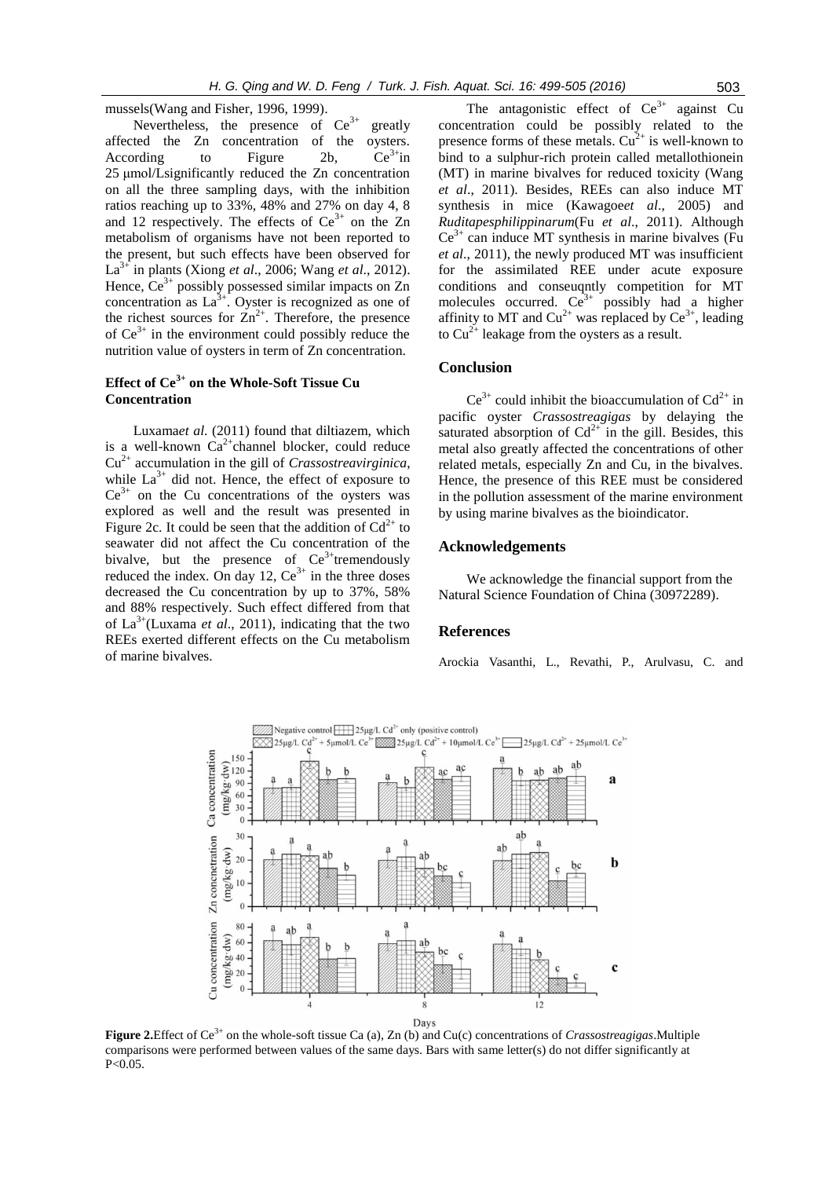mussels(Wang and Fisher, 1996, 1999).

Nevertheless, the presence of $Ce^{3+}$ greatly affected the Zn concentration of the oysters. According to Figure 2b, $Ce^{3+}$in 25 μmol/Lsignificantly reduced the Zn concentration on all the three sampling days, with the inhibition ratios reaching up to 33%, 48% and 27% on day 4, 8 and 12 respectively. The effects of $Ce^{3+}$ on the Zn metabolism of organisms have not been reported to the present, but such effects have been observed for $La^{3+}$ in plants (Xiong *et al*., 2006; Wang *et al*., 2012). Hence, $Ce^{3+}$ possibly possessed similar impacts on Zn concentration as $La^{3+}$. Oyster is recognized as one of the richest sources for $Zn^{2+}$. Therefore, the presence of $Ce^{3+}$ in the environment could possibly reduce the nutrition value of oysters in term of Zn concentration.

## Effect of $Ce^{3+}$ on the Whole-Soft Tissue Cu Concentration

Luxama*et al*. (2011) found that diltiazem, which is a well-known $Ca^{2+}$channel blocker, could reduce $Cu^{2+}$ accumulation in the gill of *Crassostreavirginica*, while $La^{3+}$ did not. Hence, the effect of exposure to $Ce^{3+}$ on the Cu concentrations of the oysters was explored as well and the result was presented in Figure 2c. It could be seen that the addition of $Cd^{2+}$ to seawater did not affect the Cu concentration of the bivalve, but the presence of $Ce^{3+}$tremendously reduced the index. On day 12, $Ce^{3+}$ in the three doses decreased the Cu concentration by up to 37%, 58% and 88% respectively. Such effect differed from that of $La^{3+}$(Luxama *et al*., 2011), indicating that the two REEs exerted different effects on the Cu metabolism of marine bivalves.

The antagonistic effect of $Ce^{3+}$ against Cu concentration could be possibly related to the presence forms of these metals. $Cu^{2+}$ is well-known to bind to a sulphur-rich protein called metallothionein (MT) in marine bivalves for reduced toxicity (Wang *et al*., 2011). Besides, REEs can also induce MT synthesis in mice (Kawagoe*et al*., 2005) and *Ruditapesphilippinarum*(Fu *et al*., 2011). Although $Ce^{3+}$ can induce MT synthesis in marine bivalves (Fu *et al*., 2011), the newly produced MT was insufficient for the assimilated REE under acute exposure conditions and conseuqntly competition for MT molecules occurred. $Ce^{3+}$ possibly had a higher affinity to MT and $Cu^{2+}$ was replaced by $Ce^{3+}$, leading to $Cu^{2+}$ leakage from the oysters as a result.

## Conclusion

$Ce^{3+}$ could inhibit the bioaccumulation of $Cd^{2+}$ in pacific oyster *Crassostreagigas* by delaying the saturated absorption of $Cd^{2+}$ in the gill. Besides, this metal also greatly affected the concentrations of other related metals, especially Zn and Cu, in the bivalves. Hence, the presence of this REE must be considered in the pollution assessment of the marine environment by using marine bivalves as the bioindicator.

## Acknowledgements

We acknowledge the financial support from the Natural Science Foundation of China (30972289).

## References

Arockia Vasanthi, L., Revathi, P., Arulvasu, C. and

**Figure 2.**Effect of $Ce^{3+}$ on the whole-soft tissue Ca (a), Zn (b) and Cu(c) concentrations of *Crassostreagigas*.Multiple comparisons were performed between values of the same days. Bars with same letter(s) do not differ significantly at P<0.05.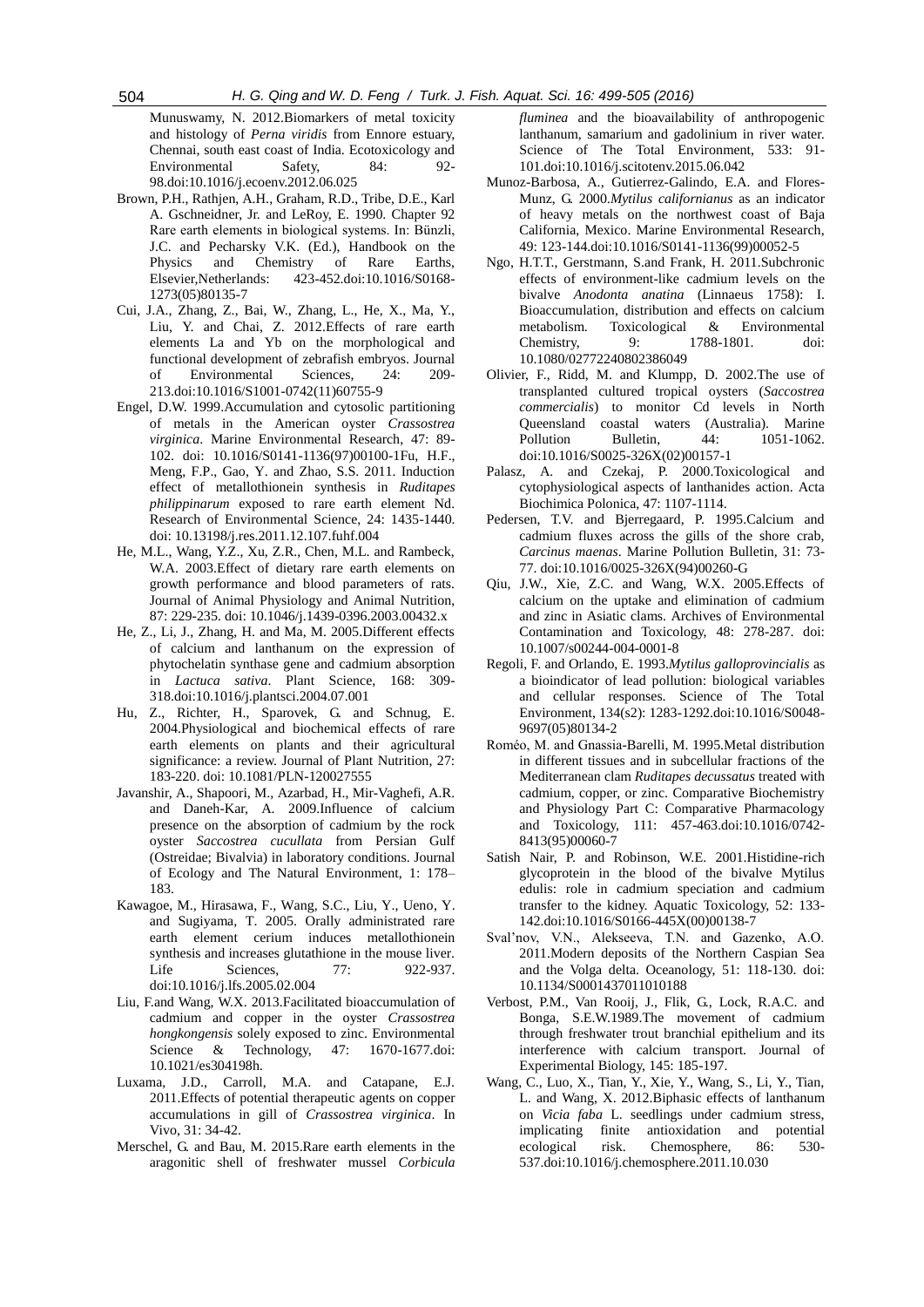Munuswamy, N. 2012.Biomarkers of metal toxicity and histology of *Perna viridis* from Ennore estuary, Chennai, south east coast of India. Ecotoxicology and Environmental Safety, 84: 92-98.doi:10.1016/j.ecoenv.2012.06.025

Brown, P.H., Rathjen, A.H., Graham, R.D., Tribe, D.E., Karl A. Gschneidner, Jr. and LeRoy, E. 1990. Chapter 92 Rare earth elements in biological systems. In: Bünzli, J.C. and Pecharsky V.K. (Ed.), Handbook on the Physics and Chemistry of Rare Earths, Elsevier,Netherlands: 423-452.doi:10.1016/S0168-1273(05)80135-7

Cui, J.A., Zhang, Z., Bai, W., Zhang, L., He, X., Ma, Y., Liu, Y. and Chai, Z. 2012.Effects of rare earth elements La and Yb on the morphological and functional development of zebrafish embryos. Journal of Environmental Sciences, 24: 209-213.doi:10.1016/S1001-0742(11)60755-9

Engel, D.W. 1999.Accumulation and cytosolic partitioning of metals in the American oyster *Crassostrea virginica*. Marine Environmental Research, 47: 89-102. doi: 10.1016/S0141-1136(97)00100-1Fu, H.F., Meng, F.P., Gao, Y. and Zhao, S.S. 2011. Induction effect of metallothionein synthesis in *Ruditapes philippinarum* exposed to rare earth element Nd. Research of Environmental Science, 24: 1435-1440. doi: 10.13198/j.res.2011.12.107.fuhf.004

He, M.L., Wang, Y.Z., Xu, Z.R., Chen, M.L. and Rambeck, W.A. 2003.Effect of dietary rare earth elements on growth performance and blood parameters of rats. Journal of Animal Physiology and Animal Nutrition, 87: 229-235. doi: 10.1046/j.1439-0396.2003.00432.x

He, Z., Li, J., Zhang, H. and Ma, M. 2005.Different effects of calcium and lanthanum on the expression of phytochelatin synthase gene and cadmium absorption in *Lactuca sativa*. Plant Science, 168: 309-318.doi:10.1016/j.plantsci.2004.07.001

Hu, Z., Richter, H., Sparovek, G. and Schnug, E. 2004.Physiological and biochemical effects of rare earth elements on plants and their agricultural significance: a review. Journal of Plant Nutrition, 27: 183-220. doi: 10.1081/PLN-120027555

Javanshir, A., Shapoori, M., Azarbad, H., Mir-Vaghefi, A.R. and Daneh-Kar, A. 2009.Influence of calcium presence on the absorption of cadmium by the rock oyster *Saccostrea cucullata* from Persian Gulf (Ostreidae; Bivalvia) in laboratory conditions. Journal of Ecology and The Natural Environment, 1: 178–183.

Kawagoe, M., Hirasawa, F., Wang, S.C., Liu, Y., Ueno, Y. and Sugiyama, T. 2005. Orally administrated rare earth element cerium induces metallothionein synthesis and increases glutathione in the mouse liver. Life Sciences, 77: 922-937. doi:10.1016/j.lfs.2005.02.004

Liu, F.and Wang, W.X. 2013.Facilitated bioaccumulation of cadmium and copper in the oyster *Crassostrea hongkongensis* solely exposed to zinc. Environmental Science & Technology, 47: 1670-1677.doi: 10.1021/es304198h.

Luxama, J.D., Carroll, M.A. and Catapane, E.J. 2011.Effects of potential therapeutic agents on copper accumulations in gill of *Crassostrea virginica*. In Vivo, 31: 34-42.

Merschel, G. and Bau, M. 2015.Rare earth elements in the aragonitic shell of freshwater mussel *Corbicula fluminea* and the bioavailability of anthropogenic lanthanum, samarium and gadolinium in river water. Science of The Total Environment, 533: 91-101.doi:10.1016/j.scitotenv.2015.06.042

Munoz-Barbosa, A., Gutierrez-Galindo, E.A. and Flores-Munz, G. 2000.*Mytilus californianus* as an indicator of heavy metals on the northwest coast of Baja California, Mexico. Marine Environmental Research, 49: 123-144.doi:10.1016/S0141-1136(99)00052-5

Ngo, H.T.T., Gerstmann, S.and Frank, H. 2011.Subchronic effects of environment-like cadmium levels on the bivalve *Anodonta anatina* (Linnaeus 1758): I. Bioaccumulation, distribution and effects on calcium metabolism. Toxicological & Environmental Chemistry, 9: 1788-1801. doi: 10.1080/02772240802386049

Olivier, F., Ridd, M. and Klumpp, D. 2002.The use of transplanted cultured tropical oysters (*Saccostrea commercialis*) to monitor Cd levels in North Queensland coastal waters (Australia). Marine Pollution Bulletin, 44: 1051-1062. doi:10.1016/S0025-326X(02)00157-1

Palasz, A. and Czekaj, P. 2000.Toxicological and cytophysiological aspects of lanthanides action. Acta Biochimica Polonica, 47: 1107-1114.

Pedersen, T.V. and Bjerregaard, P. 1995.Calcium and cadmium fluxes across the gills of the shore crab, *Carcinus maenas*. Marine Pollution Bulletin, 31: 73-77. doi:10.1016/0025-326X(94)00260-G

Qiu, J.W., Xie, Z.C. and Wang, W.X. 2005.Effects of calcium on the uptake and elimination of cadmium and zinc in Asiatic clams. Archives of Environmental Contamination and Toxicology, 48: 278-287. doi: 10.1007/s00244-004-0001-8

Regoli, F. and Orlando, E. 1993.*Mytilus galloprovincialis* as a bioindicator of lead pollution: biological variables and cellular responses. Science of The Total Environment, 134(s2): 1283-1292.doi:10.1016/S0048-9697(05)80134-2

Roméo, M. and Gnassia-Barelli, M. 1995.Metal distribution in different tissues and in subcellular fractions of the Mediterranean clam *Ruditapes decussatus* treated with cadmium, copper, or zinc. Comparative Biochemistry and Physiology Part C: Comparative Pharmacology and Toxicology, 111: 457-463.doi:10.1016/0742-8413(95)00060-7

Satish Nair, P. and Robinson, W.E. 2001.Histidine-rich glycoprotein in the blood of the bivalve Mytilus edulis: role in cadmium speciation and cadmium transfer to the kidney. Aquatic Toxicology, 52: 133-142.doi:10.1016/S0166-445X(00)00138-7

Sval'nov, V.N., Alekseeva, T.N. and Gazenko, A.O. 2011.Modern deposits of the Northern Caspian Sea and the Volga delta. Oceanology, 51: 118-130. doi: 10.1134/S0001437011010188

Verbost, P.M., Van Rooij, J., Flik, G., Lock, R.A.C. and Bonga, S.E.W.1989.The movement of cadmium through freshwater trout branchial epithelium and its interference with calcium transport. Journal of Experimental Biology, 145: 185-197.

Wang, C., Luo, X., Tian, Y., Xie, Y., Wang, S., Li, Y., Tian, L. and Wang, X. 2012.Biphasic effects of lanthanum on *Vicia faba* L. seedlings under cadmium stress, implicating finite antioxidation and potential ecological risk. Chemosphere, 86: 530-537.doi:10.1016/j.chemosphere.2011.10.030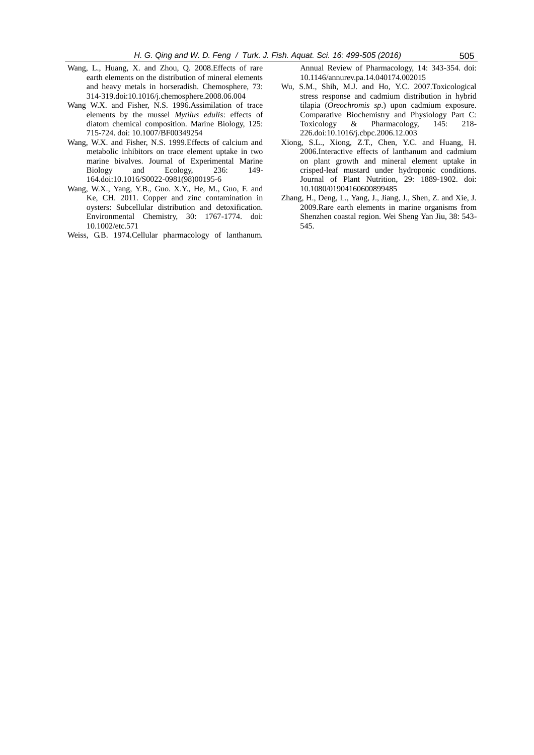Wang, L., Huang, X. and Zhou, Q. 2008.Effects of rare earth elements on the distribution of mineral elements and heavy metals in horseradish. Chemosphere, 73: 314-319.doi:10.1016/j.chemosphere.2008.06.004

Wang W.X. and Fisher, N.S. 1996.Assimilation of trace elements by the mussel *Mytilus edulis*: effects of diatom chemical composition. Marine Biology, 125: 715-724. doi: 10.1007/BF00349254

Wang, W.X. and Fisher, N.S. 1999.Effects of calcium and metabolic inhibitors on trace element uptake in two marine bivalves. Journal of Experimental Marine Biology and Ecology, 236: 149-164.doi:10.1016/S0022-0981(98)00195-6

Wang, W.X., Yang, Y.B., Guo. X.Y., He, M., Guo, F. and Ke, CH. 2011. Copper and zinc contamination in oysters: Subcellular distribution and detoxification. Environmental Chemistry, 30: 1767-1774. doi: 10.1002/etc.571

Weiss, G.B. 1974.Cellular pharmacology of lanthanum. Annual Review of Pharmacology, 14: 343-354. doi: 10.1146/annurev.pa.14.040174.002015

Wu, S.M., Shih, M.J. and Ho, Y.C. 2007.Toxicological stress response and cadmium distribution in hybrid tilapia (*Oreochromis sp*.) upon cadmium exposure. Comparative Biochemistry and Physiology Part C: Toxicology & Pharmacology, 145: 218-226.doi:10.1016/j.cbpc.2006.12.003

Xiong, S.L., Xiong, Z.T., Chen, Y.C. and Huang, H. 2006.Interactive effects of lanthanum and cadmium on plant growth and mineral element uptake in crisped-leaf mustard under hydroponic conditions. Journal of Plant Nutrition, 29: 1889-1902. doi: 10.1080/01904160600899485

Zhang, H., Deng, L., Yang, J., Jiang, J., Shen, Z. and Xie, J. 2009.Rare earth elements in marine organisms from Shenzhen coastal region. Wei Sheng Yan Jiu, 38: 543-545.